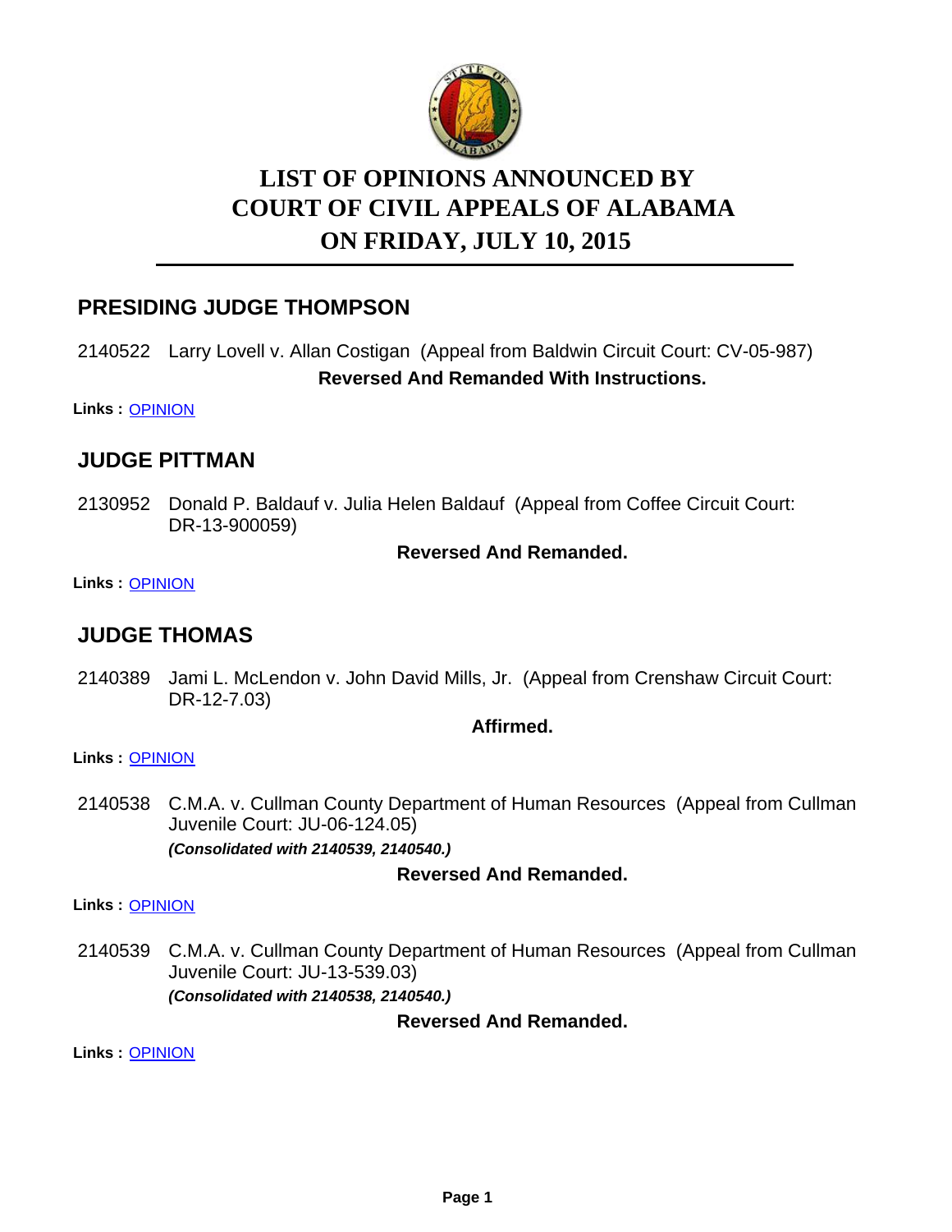# LIST OF OPINIONS ANNOUNCED BY COURT OF CIVIL APPEALS OF ALABAMA ON FRIDAY, JULY 10, 2015

## PRESIDING JUDGE THOMPSON

2140522 Larry Lovell v. Allan Costigan (Appeal from Baldwin Circuit Court: CV-05-987)

**Reversed And Remanded With Instructions.**

**Links :** OPINION

## JUDGE PITTMAN

2130952 Donald P. Baldauf v. Julia Helen Baldauf (Appeal from Coffee Circuit Court: DR-13-900059)

**Reversed And Remanded.**

**Links :** OPINION

## JUDGE THOMAS

2140389 Jami L. McLendon v. John David Mills, Jr. (Appeal from Crenshaw Circuit Court: DR-12-7.03)

**Affirmed.**

**Links :** OPINION

2140538 C.M.A. v. Cullman County Department of Human Resources (Appeal from Cullman Juvenile Court: JU-06-124.05)

***(Consolidated with 2140539, 2140540.)***

**Reversed And Remanded.**

**Links :** OPINION

2140539 C.M.A. v. Cullman County Department of Human Resources (Appeal from Cullman Juvenile Court: JU-13-539.03)

***(Consolidated with 2140538, 2140540.)***

**Reversed And Remanded.**

**Links :** OPINION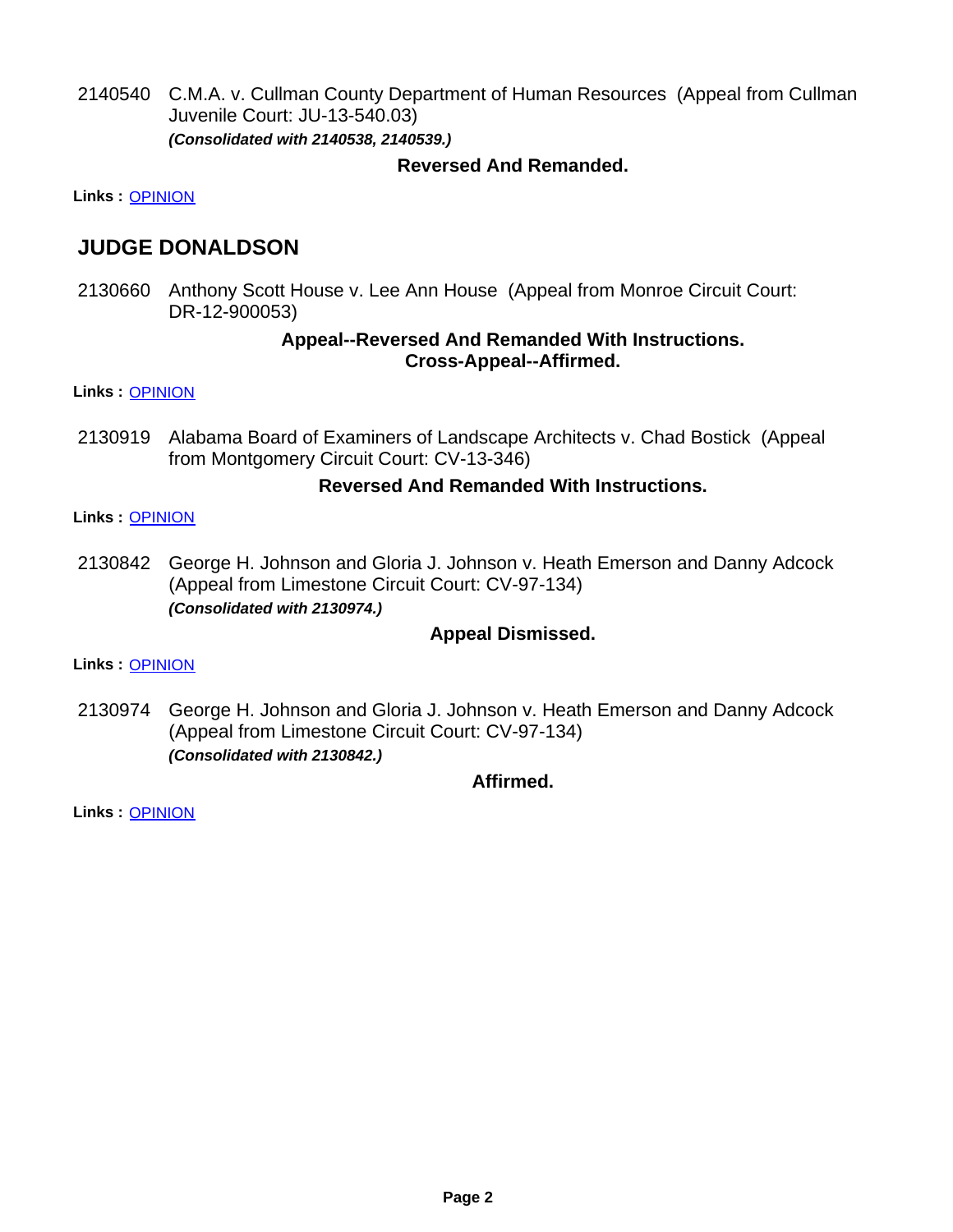2140540 C.M.A. v. Cullman County Department of Human Resources (Appeal from Cullman Juvenile Court: JU-13-540.03)
***(Consolidated with 2140538, 2140539.)***

**Reversed And Remanded.**

**Links :** OPINION

## JUDGE DONALDSON

2130660 Anthony Scott House v. Lee Ann House (Appeal from Monroe Circuit Court: DR-12-900053)

**Appeal--Reversed And Remanded With Instructions.**
**Cross-Appeal--Affirmed.**

**Links :** OPINION

2130919 Alabama Board of Examiners of Landscape Architects v. Chad Bostick (Appeal from Montgomery Circuit Court: CV-13-346)

**Reversed And Remanded With Instructions.**

**Links :** OPINION

2130842 George H. Johnson and Gloria J. Johnson v. Heath Emerson and Danny Adcock (Appeal from Limestone Circuit Court: CV-97-134)
***(Consolidated with 2130974.)***

**Appeal Dismissed.**

**Links :** OPINION

2130974 George H. Johnson and Gloria J. Johnson v. Heath Emerson and Danny Adcock (Appeal from Limestone Circuit Court: CV-97-134)
***(Consolidated with 2130842.)***

**Affirmed.**

**Links :** OPINION